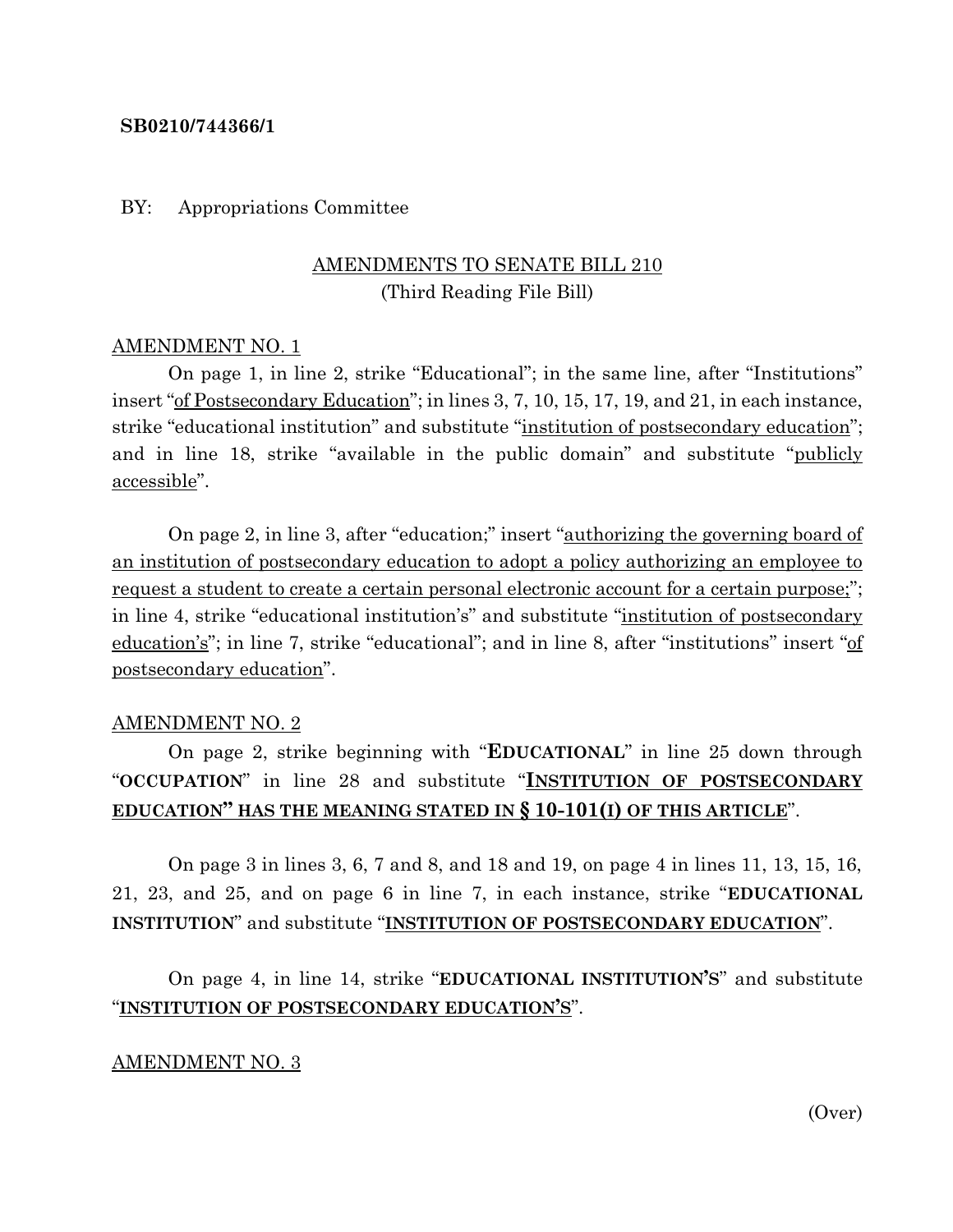**SB0210/744366/1**

BY: Appropriations Committee

AMENDMENTS TO SENATE BILL 210
(Third Reading File Bill)

AMENDMENT NO. 1

On page 1, in line 2, strike "Educational"; in the same line, after "Institutions" insert "of Postsecondary Education"; in lines 3, 7, 10, 15, 17, 19, and 21, in each instance, strike "educational institution" and substitute "institution of postsecondary education"; and in line 18, strike "available in the public domain" and substitute "publicly accessible".

On page 2, in line 3, after "education;" insert "authorizing the governing board of an institution of postsecondary education to adopt a policy authorizing an employee to request a student to create a certain personal electronic account for a certain purpose;"; in line 4, strike "educational institution's" and substitute "institution of postsecondary education's"; in line 7, strike "educational"; and in line 8, after "institutions" insert "of postsecondary education".

AMENDMENT NO. 2

On page 2, strike beginning with "**EDUCATIONAL**" in line 25 down through "**OCCUPATION**" in line 28 and substitute "**INSTITUTION OF POSTSECONDARY EDUCATION" HAS THE MEANING STATED IN § 10-101(I) OF THIS ARTICLE**".

On page 3 in lines 3, 6, 7 and 8, and 18 and 19, on page 4 in lines 11, 13, 15, 16, 21, 23, and 25, and on page 6 in line 7, in each instance, strike "**EDUCATIONAL INSTITUTION**" and substitute "**INSTITUTION OF POSTSECONDARY EDUCATION**".

On page 4, in line 14, strike "**EDUCATIONAL INSTITUTION'S**" and substitute "**INSTITUTION OF POSTSECONDARY EDUCATION'S**".

AMENDMENT NO. 3

(Over)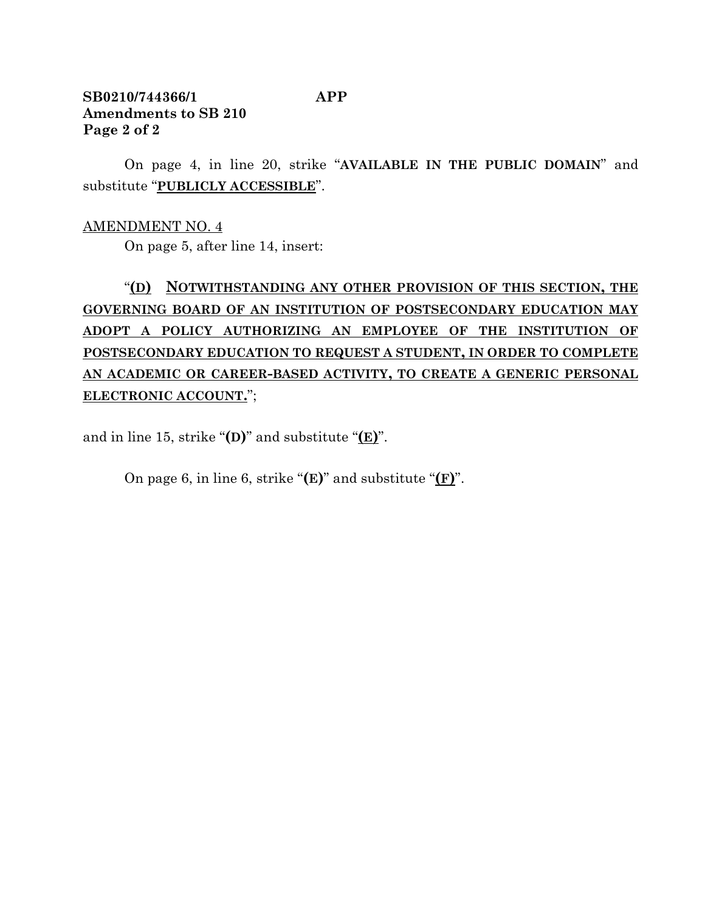On page 4, in line 20, strike "**AVAILABLE IN THE PUBLIC DOMAIN**" and substitute "**PUBLICLY ACCESSIBLE**".

AMENDMENT NO. 4

On page 5, after line 14, insert:

"**(D) NOTWITHSTANDING ANY OTHER PROVISION OF THIS SECTION, THE GOVERNING BOARD OF AN INSTITUTION OF POSTSECONDARY EDUCATION MAY ADOPT A POLICY AUTHORIZING AN EMPLOYEE OF THE INSTITUTION OF POSTSECONDARY EDUCATION TO REQUEST A STUDENT, IN ORDER TO COMPLETE AN ACADEMIC OR CAREER-BASED ACTIVITY, TO CREATE A GENERIC PERSONAL ELECTRONIC ACCOUNT.**";

and in line 15, strike "**(D)**" and substitute "**(E)**".

On page 6, in line 6, strike "**(E)**" and substitute "**(F)**".